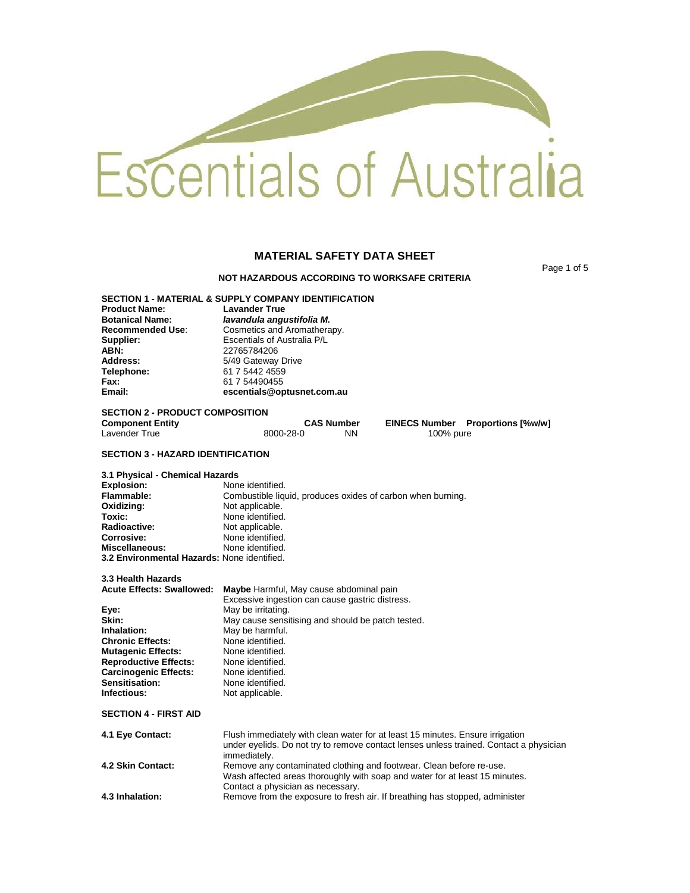Escentials of Australia

# MATERIAL SAFETY DATA SHEET

**NOT HAZARDOUS ACCORDING TO WORKSAFE CRITERIA**

## SECTION 1 - MATERIAL & SUPPLY COMPANY IDENTIFICATION

**Product Name:** **Lavander True**
**Botanical Name:** ***lavandula angustifolia M.***
**Recommended Use**: Cosmetics and Aromatherapy.
**Supplier:** Escentials of Australia P/L
**ABN:** 22765784206
**Address:** 5/49 Gateway Drive
**Telephone:** 61 7 5442 4559
**Fax:** 61 7 54490455
**Email:** **escentials@optusnet.com.au**

## SECTION 2 - PRODUCT COMPOSITION

| Component Entity | CAS Number | EINECS Number | Proportions [%w/w] |
|---|---|---|---|
| Lavender True | 8000-28-0 | NN | 100% pure |

## SECTION 3 - HAZARD IDENTIFICATION

### 3.1 Physical - Chemical Hazards

**Explosion:** None identified.
**Flammable:** Combustible liquid, produces oxides of carbon when burning.
**Oxidizing:** Not applicable.
**Toxic:** None identified.
**Radioactive:** Not applicable.
**Corrosive:** None identified.
**Miscellaneous:** None identified.
**3.2 Environmental Hazards:** None identified.

### 3.3 Health Hazards

**Acute Effects: Swallowed:** **Maybe** Harmful, May cause abdominal pain
Excessive ingestion can cause gastric distress.
**Eye:** May be irritating.
**Skin:** May cause sensitising and should be patch tested.
**Inhalation:** May be harmful.
**Chronic Effects:** None identified.
**Mutagenic Effects:** None identified.
**Reproductive Effects:** None identified.
**Carcinogenic Effects:** None identified.
**Sensitisation:** None identified.
**Infectious:** Not applicable.

## SECTION 4 - FIRST AID

**4.1 Eye Contact:** Flush immediately with clean water for at least 15 minutes. Ensure irrigation under eyelids. Do not try to remove contact lenses unless trained. Contact a physician immediately.

**4.2 Skin Contact:** Remove any contaminated clothing and footwear. Clean before re-use. Wash affected areas thoroughly with soap and water for at least 15 minutes. Contact a physician as necessary.

**4.3 Inhalation:** Remove from the exposure to fresh air. If breathing has stopped, administer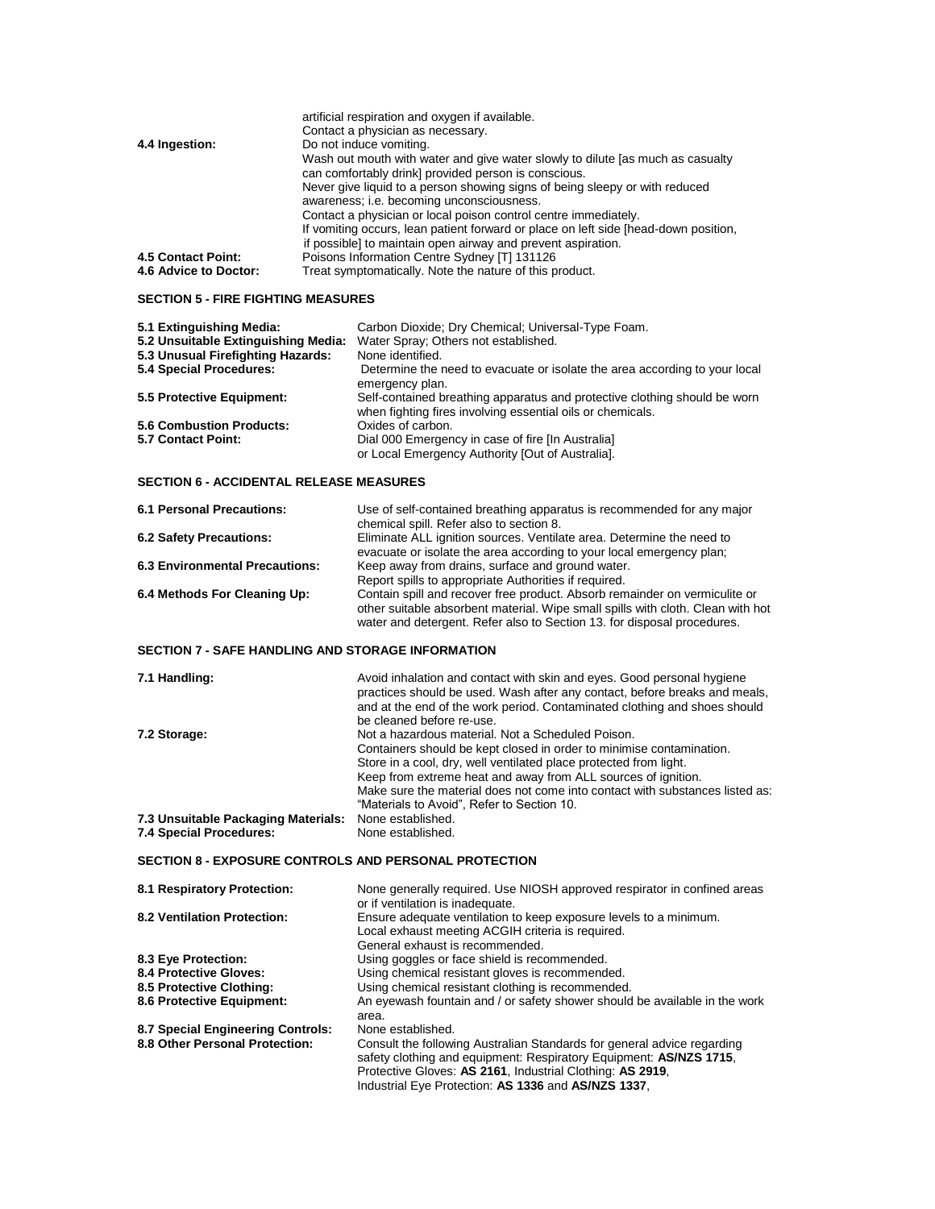| | |
|---|---|
| | artificial respiration and oxygen if available. Contact a physician as necessary. |
| **4.4 Ingestion:** | Do not induce vomiting. Wash out mouth with water and give water slowly to dilute [as much as casualty can comfortably drink] provided person is conscious. Never give liquid to a person showing signs of being sleepy or with reduced awareness; i.e. becoming unconsciousness. Contact a physician or local poison control centre immediately. If vomiting occurs, lean patient forward or place on left side [head-down position, if possible] to maintain open airway and prevent aspiration. |
| **4.5 Contact Point:** | Poisons Information Centre Sydney [T] 131126 |
| **4.6 Advice to Doctor:** | Treat symptomatically. Note the nature of this product. |

## SECTION 5 - FIRE FIGHTING MEASURES

| | |
|---|---|
| **5.1 Extinguishing Media:** | Carbon Dioxide; Dry Chemical; Universal-Type Foam. |
| **5.2 Unsuitable Extinguishing Media:** | Water Spray; Others not established. |
| **5.3 Unusual Firefighting Hazards:** | None identified. |
| **5.4 Special Procedures:** | Determine the need to evacuate or isolate the area according to your local emergency plan. |
| **5.5 Protective Equipment:** | Self-contained breathing apparatus and protective clothing should be worn when fighting fires involving essential oils or chemicals. |
| **5.6 Combustion Products:** | Oxides of carbon. |
| **5.7 Contact Point:** | Dial 000 Emergency in case of fire [In Australia] or Local Emergency Authority [Out of Australia]. |

## SECTION 6 - ACCIDENTAL RELEASE MEASURES

| | |
|---|---|
| **6.1 Personal Precautions:** | Use of self-contained breathing apparatus is recommended for any major chemical spill. Refer also to section 8. |
| **6.2 Safety Precautions:** | Eliminate ALL ignition sources. Ventilate area. Determine the need to evacuate or isolate the area according to your local emergency plan; |
| **6.3 Environmental Precautions:** | Keep away from drains, surface and ground water. Report spills to appropriate Authorities if required. |
| **6.4 Methods For Cleaning Up:** | Contain spill and recover free product. Absorb remainder on vermiculite or other suitable absorbent material. Wipe small spills with cloth. Clean with hot water and detergent. Refer also to Section 13. for disposal procedures. |

## SECTION 7 - SAFE HANDLING AND STORAGE INFORMATION

| | |
|---|---|
| **7.1 Handling:** | Avoid inhalation and contact with skin and eyes. Good personal hygiene practices should be used. Wash after any contact, before breaks and meals, and at the end of the work period. Contaminated clothing and shoes should be cleaned before re-use. |
| **7.2 Storage:** | Not a hazardous material. Not a Scheduled Poison. Containers should be kept closed in order to minimise contamination. Store in a cool, dry, well ventilated place protected from light. Keep from extreme heat and away from ALL sources of ignition. Make sure the material does not come into contact with substances listed as: "Materials to Avoid", Refer to Section 10. |
| **7.3 Unsuitable Packaging Materials:** | None established. |
| **7.4 Special Procedures:** | None established. |

## SECTION 8 - EXPOSURE CONTROLS AND PERSONAL PROTECTION

| | |
|---|---|
| **8.1 Respiratory Protection:** | None generally required. Use NIOSH approved respirator in confined areas or if ventilation is inadequate. |
| **8.2 Ventilation Protection:** | Ensure adequate ventilation to keep exposure levels to a minimum. Local exhaust meeting ACGIH criteria is required. General exhaust is recommended. |
| **8.3 Eye Protection:** | Using goggles or face shield is recommended. |
| **8.4 Protective Gloves:** | Using chemical resistant gloves is recommended. |
| **8.5 Protective Clothing:** | Using chemical resistant clothing is recommended. |
| **8.6 Protective Equipment:** | An eyewash fountain and / or safety shower should be available in the work area. |
| **8.7 Special Engineering Controls:** | None established. |
| **8.8 Other Personal Protection:** | Consult the following Australian Standards for general advice regarding safety clothing and equipment: Respiratory Equipment: **AS/NZS 1715**, Protective Gloves: **AS 2161**, Industrial Clothing: **AS 2919**, Industrial Eye Protection: **AS 1336** and **AS/NZS 1337**, |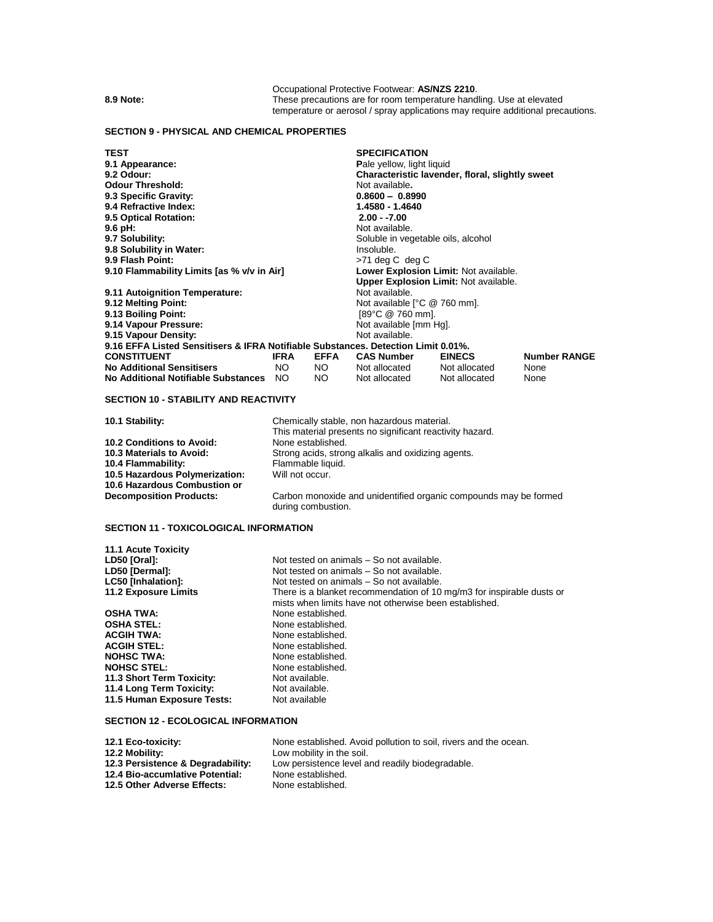Occupational Protective Footwear: **AS/NZS 2210**.

**8.9 Note:** These precautions are for room temperature handling. Use at elevated temperature or aerosol / spray applications may require additional precautions.

## SECTION 9 - PHYSICAL AND CHEMICAL PROPERTIES

| **TEST** | **SPECIFICATION** |
|---|---|
| **9.1 Appearance:** | **P**ale yellow, light liquid |
| **9.2 Odour:** | **Characteristic lavender, floral, slightly sweet** |
| **Odour Threshold:** | Not available**.** |
| **9.3 Specific Gravity:** | **0.8600 – 0.8990** |
| **9.4 Refractive Index:** | **1.4580 - 1.4640** |
| **9.5 Optical Rotation:** | **2.00 - -7.00** |
| **9.6 pH:** | Not available. |
| **9.7 Solubility:** | Soluble in vegetable oils, alcohol |
| **9.8 Solubility in Water:** | Insoluble. |
| **9.9 Flash Point:** | >71 deg C deg C |
| **9.10 Flammability Limits [as % v/v in Air]** | **Lower Explosion Limit:** Not available.<br>**Upper Explosion Limit:** Not available. |
| **9.11 Autoignition Temperature:** | Not available. |
| **9.12 Melting Point:** | Not available [°C @ 760 mm]. |
| **9.13 Boiling Point:** | [89°C @ 760 mm]. |
| **9.14 Vapour Pressure:** | Not available [mm Hg]. |
| **9.15 Vapour Density:** | Not available. |

**9.16 EFFA Listed Sensitisers & IFRA Notifiable Substances. Detection Limit 0.01%.**

| **CONSTITUENT** | **IFRA** | **EFFA** | **CAS Number** | **EINECS** | **Number RANGE** |
|---|---|---|---|---|---|
| **No Additional Sensitisers** | NO | NO | Not allocated | Not allocated | None |
| **No Additional Notifiable Substances** | NO | NO | Not allocated | Not allocated | None |

## SECTION 10 - STABILITY AND REACTIVITY

| | |
|---|---|
| **10.1 Stability:** | Chemically stable, non hazardous material.<br>This material presents no significant reactivity hazard. |
| **10.2 Conditions to Avoid:** | None established. |
| **10.3 Materials to Avoid:** | Strong acids, strong alkalis and oxidizing agents. |
| **10.4 Flammability:** | Flammable liquid. |
| **10.5 Hazardous Polymerization:** | Will not occur. |
| **10.6 Hazardous Combustion or Decomposition Products:** | Carbon monoxide and unidentified organic compounds may be formed during combustion. |

## SECTION 11 - TOXICOLOGICAL INFORMATION

| | |
|---|---|
| **11.1 Acute Toxicity** | |
| **LD50 [Oral]:** | Not tested on animals – So not available. |
| **LD50 [Dermal]:** | Not tested on animals – So not available. |
| **LC50 [Inhalation]:** | Not tested on animals – So not available. |
| **11.2 Exposure Limits** | There is a blanket recommendation of 10 mg/m3 for inspirable dusts or mists when limits have not otherwise been established. |
| **OSHA TWA:** | None established. |
| **OSHA STEL:** | None established. |
| **ACGIH TWA:** | None established. |
| **ACGIH STEL:** | None established. |
| **NOHSC TWA:** | None established. |
| **NOHSC STEL:** | None established. |
| **11.3 Short Term Toxicity:** | Not available. |
| **11.4 Long Term Toxicity:** | Not available. |
| **11.5 Human Exposure Tests:** | Not available |

## SECTION 12 - ECOLOGICAL INFORMATION

| | |
|---|---|
| **12.1 Eco-toxicity:** | None established. Avoid pollution to soil, rivers and the ocean. |
| **12.2 Mobility:** | Low mobility in the soil. |
| **12.3 Persistence & Degradability:** | Low persistence level and readily biodegradable. |
| **12.4 Bio-accumlative Potential:** | None established. |
| **12.5 Other Adverse Effects:** | None established. |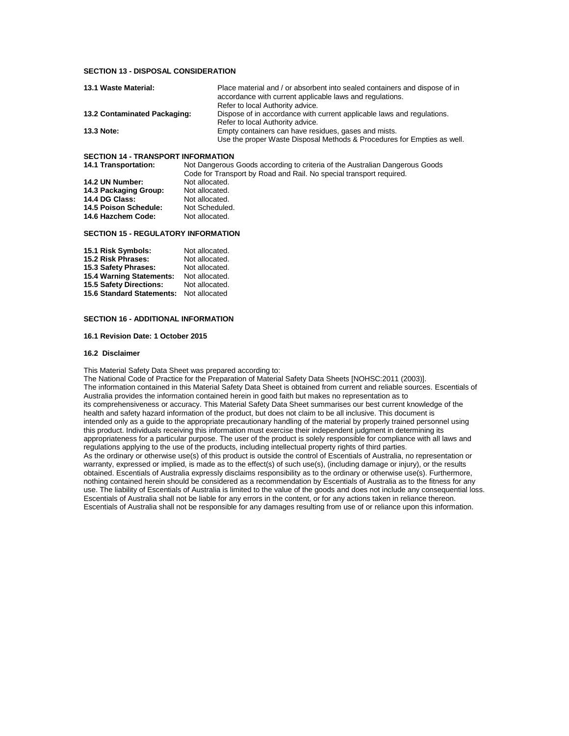## SECTION 13 - DISPOSAL CONSIDERATION

| | |
|---|---|
| **13.1 Waste Material:** | Place material and / or absorbent into sealed containers and dispose of in accordance with current applicable laws and regulations. Refer to local Authority advice. |
| **13.2 Contaminated Packaging:** | Dispose of in accordance with current applicable laws and regulations. Refer to local Authority advice. |
| **13.3 Note:** | Empty containers can have residues, gases and mists. Use the proper Waste Disposal Methods & Procedures for Empties as well. |

## SECTION 14 - TRANSPORT INFORMATION

| | |
|---|---|
| **14.1 Transportation:** | Not Dangerous Goods according to criteria of the Australian Dangerous Goods Code for Transport by Road and Rail. No special transport required. |
| **14.2 UN Number:** | Not allocated. |
| **14.3 Packaging Group:** | Not allocated. |
| **14.4 DG Class:** | Not allocated. |
| **14.5 Poison Schedule:** | Not Scheduled. |
| **14.6 Hazchem Code:** | Not allocated. |

## SECTION 15 - REGULATORY INFORMATION

| | |
|---|---|
| **15.1 Risk Symbols:** | Not allocated. |
| **15.2 Risk Phrases:** | Not allocated. |
| **15.3 Safety Phrases:** | Not allocated. |
| **15.4 Warning Statements:** | Not allocated. |
| **15.5 Safety Directions:** | Not allocated. |
| **15.6 Standard Statements:** | Not allocated |

## SECTION 16 - ADDITIONAL INFORMATION

**16.1 Revision Date: 1 October 2015**

**16.2 Disclaimer**

This Material Safety Data Sheet was prepared according to:
The National Code of Practice for the Preparation of Material Safety Data Sheets [NOHSC:2011 (2003)].
The information contained in this Material Safety Data Sheet is obtained from current and reliable sources. Escentials of Australia provides the information contained herein in good faith but makes no representation as to its comprehensiveness or accuracy. This Material Safety Data Sheet summarises our best current knowledge of the health and safety hazard information of the product, but does not claim to be all inclusive. This document is intended only as a guide to the appropriate precautionary handling of the material by properly trained personnel using this product. Individuals receiving this information must exercise their independent judgment in determining its appropriateness for a particular purpose. The user of the product is solely responsible for compliance with all laws and regulations applying to the use of the products, including intellectual property rights of third parties.
As the ordinary or otherwise use(s) of this product is outside the control of Escentials of Australia, no representation or warranty, expressed or implied, is made as to the effect(s) of such use(s), (including damage or injury), or the results obtained. Escentials of Australia expressly disclaims responsibility as to the ordinary or otherwise use(s). Furthermore, nothing contained herein should be considered as a recommendation by Escentials of Australia as to the fitness for any use. The liability of Escentials of Australia is limited to the value of the goods and does not include any consequential loss. Escentials of Australia shall not be liable for any errors in the content, or for any actions taken in reliance thereon. Escentials of Australia shall not be responsible for any damages resulting from use of or reliance upon this information.